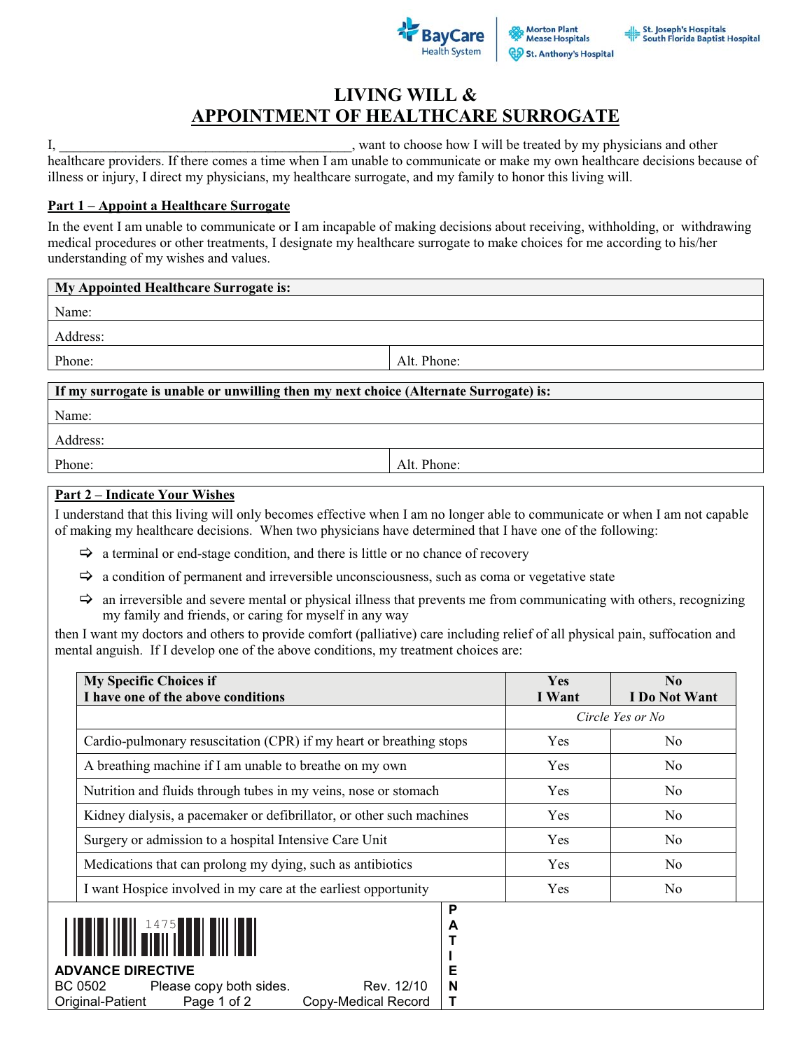BayCare Health System | Morton Plant Mease Hospitals | St. Anthony's Hospital | St. Joseph's Hospitals | South Florida Baptist Hospital

# LIVING WILL & APPOINTMENT OF HEALTHCARE SURROGATE

I, ____________________________________________, want to choose how I will be treated by my physicians and other healthcare providers. If there comes a time when I am unable to communicate or make my own healthcare decisions because of illness or injury, I direct my physicians, my healthcare surrogate, and my family to honor this living will.

## Part 1 – Appoint a Healthcare Surrogate

In the event I am unable to communicate or I am incapable of making decisions about receiving, withholding, or withdrawing medical procedures or other treatments, I designate my healthcare surrogate to make choices for me according to his/her understanding of my wishes and values.

| **My Appointed Healthcare Surrogate is:** | |
|---|---|
| Name: | |
| Address: | |
| Phone: | Alt. Phone: |

| **If my surrogate is unable or unwilling then my next choice (Alternate Surrogate) is:** | |
|---|---|
| Name: | |
| Address: | |
| Phone: | Alt. Phone: |

## Part 2 – Indicate Your Wishes

I understand that this living will only becomes effective when I am no longer able to communicate or when I am not capable of making my healthcare decisions. When two physicians have determined that I have one of the following:

- ⇨ a terminal or end-stage condition, and there is little or no chance of recovery
- ⇨ a condition of permanent and irreversible unconsciousness, such as coma or vegetative state
- ⇨ an irreversible and severe mental or physical illness that prevents me from communicating with others, recognizing my family and friends, or caring for myself in any way

then I want my doctors and others to provide comfort (palliative) care including relief of all physical pain, suffocation and mental anguish. If I develop one of the above conditions, my treatment choices are:

| **My Specific Choices if I have one of the above conditions** | **Yes I Want** | **No I Do Not Want** |
|---|---|---|
| | *Circle Yes or No* | |
| Cardio-pulmonary resuscitation (CPR) if my heart or breathing stops | Yes | No |
| A breathing machine if I am unable to breathe on my own | Yes | No |
| Nutrition and fluids through tubes in my veins, nose or stomach | Yes | No |
| Kidney dialysis, a pacemaker or defibrillator, or other such machines | Yes | No |
| Surgery or admission to a hospital Intensive Care Unit | Yes | No |
| Medications that can prolong my dying, such as antibiotics | Yes | No |
| I want Hospice involved in my care at the earliest opportunity | Yes | No |

1475

**ADVANCE DIRECTIVE**

BC 0502 Please copy both sides. Rev. 12/10

Original-Patient Copy-Medical Record

PATIENT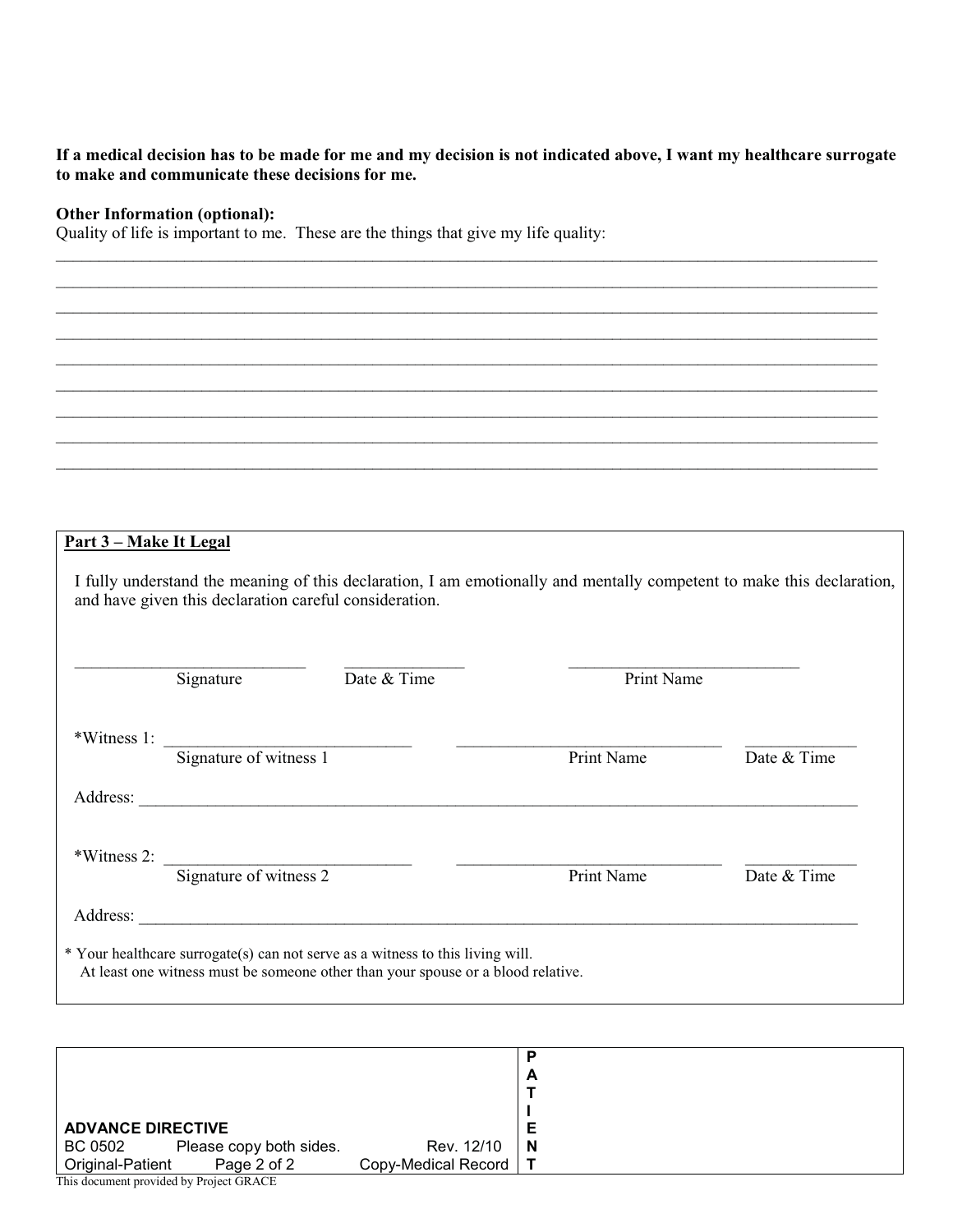**If a medical decision has to be made for me and my decision is not indicated above, I want my healthcare surrogate to make and communicate these decisions for me.**

**Other Information (optional):**

Quality of life is important to me. These are the things that give my life quality:

_____________________________________________________________________________________________
_____________________________________________________________________________________________
_____________________________________________________________________________________________
_____________________________________________________________________________________________
_____________________________________________________________________________________________
_____________________________________________________________________________________________
_____________________________________________________________________________________________
_____________________________________________________________________________________________
_____________________________________________________________________________________________

**Part 3 – Make It Legal**

I fully understand the meaning of this declaration, I am emotionally and mentally competent to make this declaration, and have given this declaration careful consideration.

___________________________ ______________ ___________________________

Signature Date & Time Print Name

*Witness 1: ____________________________ ______________________________ _____________

Signature of witness 1 Print Name Date & Time

Address: ___________________________________________________________________________________

*Witness 2: ____________________________ ______________________________ _____________

Signature of witness 2 Print Name Date & Time

Address: ___________________________________________________________________________________

* Your healthcare surrogate(s) can not serve as a witness to this living will.
At least one witness must be someone other than your spouse or a blood relative.

| | |
|---|---|
| **ADVANCE DIRECTIVE**<br>BC 0502 Please copy both sides. Rev. 12/10<br>Original-Patient Page 2 of 2 Copy-Medical Record | **PATIENT** |

This document provided by Project GRACE